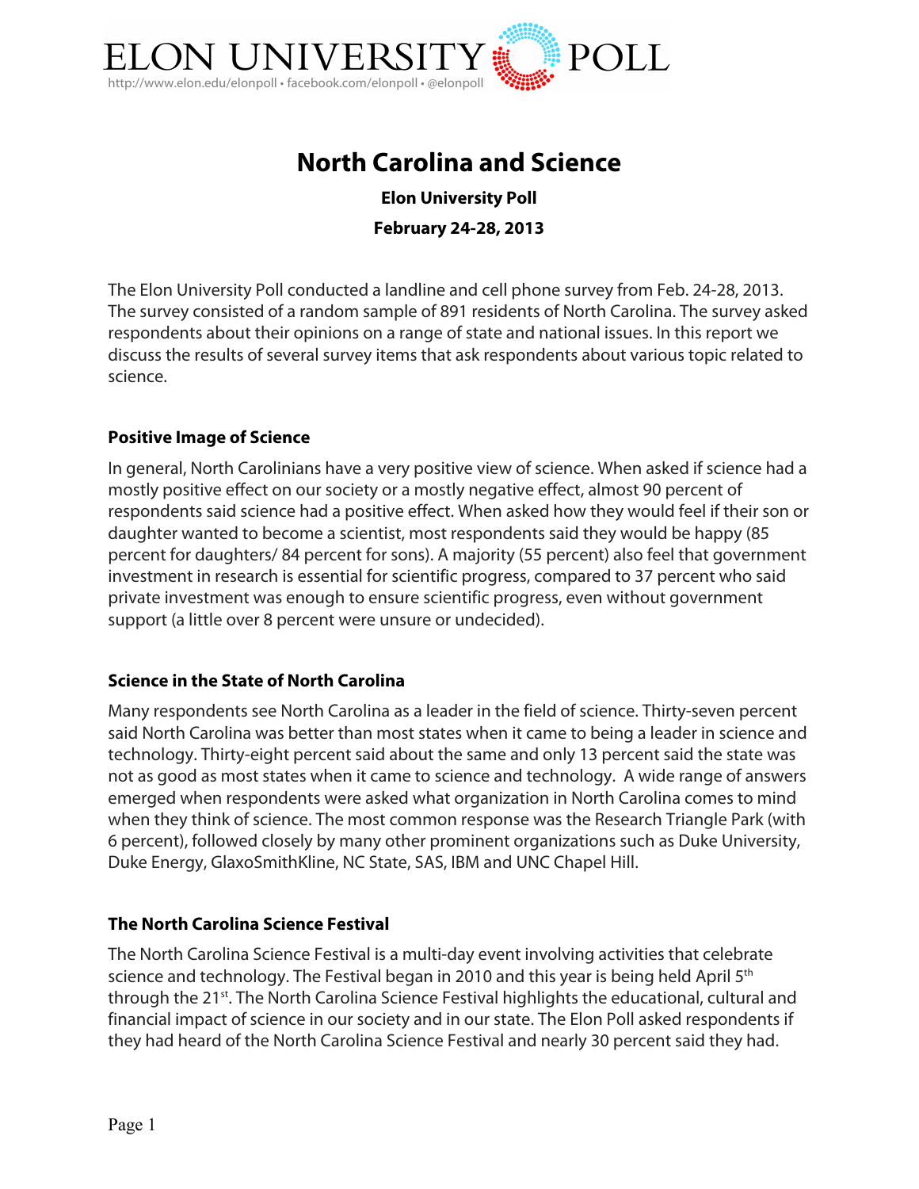# ELON UNIVERSITY POLL

http://www.elon.edu/elonpoll • facebook.com/elonpoll • @elonpoll

# North Carolina and Science

**Elon University Poll**

**February 24-28, 2013**

The Elon University Poll conducted a landline and cell phone survey from Feb. 24-28, 2013. The survey consisted of a random sample of 891 residents of North Carolina. The survey asked respondents about their opinions on a range of state and national issues. In this report we discuss the results of several survey items that ask respondents about various topic related to science.

### Positive Image of Science

In general, North Carolinians have a very positive view of science. When asked if science had a mostly positive effect on our society or a mostly negative effect, almost 90 percent of respondents said science had a positive effect. When asked how they would feel if their son or daughter wanted to become a scientist, most respondents said they would be happy (85 percent for daughters/ 84 percent for sons). A majority (55 percent) also feel that government investment in research is essential for scientific progress, compared to 37 percent who said private investment was enough to ensure scientific progress, even without government support (a little over 8 percent were unsure or undecided).

### Science in the State of North Carolina

Many respondents see North Carolina as a leader in the field of science. Thirty-seven percent said North Carolina was better than most states when it came to being a leader in science and technology. Thirty-eight percent said about the same and only 13 percent said the state was not as good as most states when it came to science and technology. A wide range of answers emerged when respondents were asked what organization in North Carolina comes to mind when they think of science. The most common response was the Research Triangle Park (with 6 percent), followed closely by many other prominent organizations such as Duke University, Duke Energy, GlaxoSmithKline, NC State, SAS, IBM and UNC Chapel Hill.

### The North Carolina Science Festival

The North Carolina Science Festival is a multi-day event involving activities that celebrate science and technology. The Festival began in 2010 and this year is being held April 5th through the 21st. The North Carolina Science Festival highlights the educational, cultural and financial impact of science in our society and in our state. The Elon Poll asked respondents if they had heard of the North Carolina Science Festival and nearly 30 percent said they had.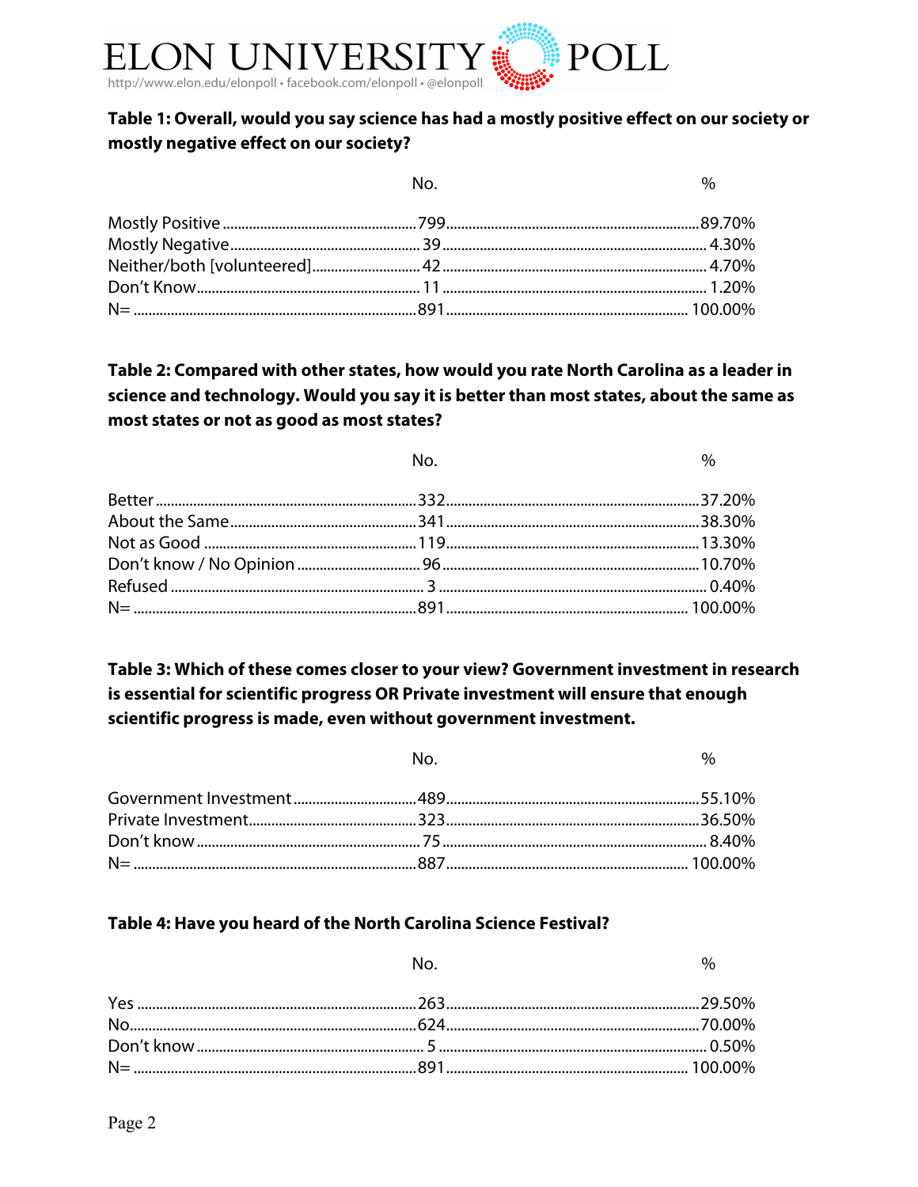**Table 1: Overall, would you say science has had a mostly positive effect on our society or mostly negative effect on our society?**

| | No. | % |
|---|---|---|
| Mostly Positive | 799 | 89.70% |
| Mostly Negative | 39 | 4.30% |
| Neither/both [volunteered] | 42 | 4.70% |
| Don't Know | 11 | 1.20% |
| N= | 891 | 100.00% |

**Table 2: Compared with other states, how would you rate North Carolina as a leader in science and technology. Would you say it is better than most states, about the same as most states or not as good as most states?**

| | No. | % |
|---|---|---|
| Better | 332 | 37.20% |
| About the Same | 341 | 38.30% |
| Not as Good | 119 | 13.30% |
| Don't know / No Opinion | 96 | 10.70% |
| Refused | 3 | 0.40% |
| N= | 891 | 100.00% |

**Table 3: Which of these comes closer to your view? Government investment in research is essential for scientific progress OR Private investment will ensure that enough scientific progress is made, even without government investment.**

| | No. | % |
|---|---|---|
| Government Investment | 489 | 55.10% |
| Private Investment | 323 | 36.50% |
| Don't know | 75 | 8.40% |
| N= | 887 | 100.00% |

**Table 4: Have you heard of the North Carolina Science Festival?**

| | No. | % |
|---|---|---|
| Yes | 263 | 29.50% |
| No | 624 | 70.00% |
| Don't know | 5 | 0.50% |
| N= | 891 | 100.00% |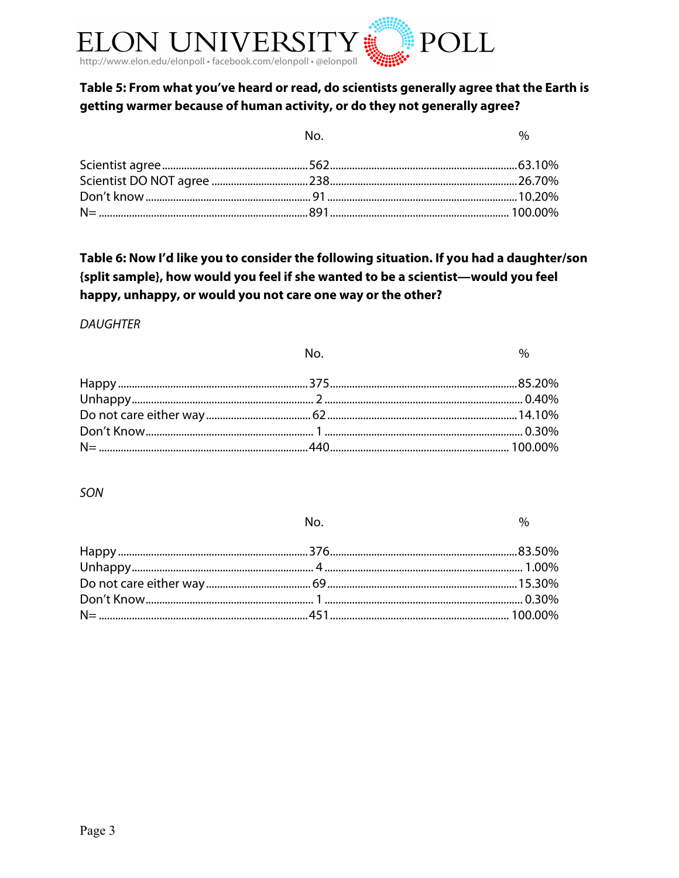**Table 5: From what you've heard or read, do scientists generally agree that the Earth is getting warmer because of human activity, or do they not generally agree?**

| | No. | % |
|---|---|---|
| Scientist agree | 562 | 63.10% |
| Scientist DO NOT agree | 238 | 26.70% |
| Don't know | 91 | 10.20% |
| N= | 891 | 100.00% |

**Table 6: Now I'd like you to consider the following situation. If you had a daughter/son {split sample}, how would you feel if she wanted to be a scientist—would you feel happy, unhappy, or would you not care one way or the other?**

*DAUGHTER*

| | No. | % |
|---|---|---|
| Happy | 375 | 85.20% |
| Unhappy | 2 | 0.40% |
| Do not care either way | 62 | 14.10% |
| Don't Know | 1 | 0.30% |
| N= | 440 | 100.00% |

*SON*

| | No. | % |
|---|---|---|
| Happy | 376 | 83.50% |
| Unhappy | 4 | 1.00% |
| Do not care either way | 69 | 15.30% |
| Don't Know | 1 | 0.30% |
| N= | 451 | 100.00% |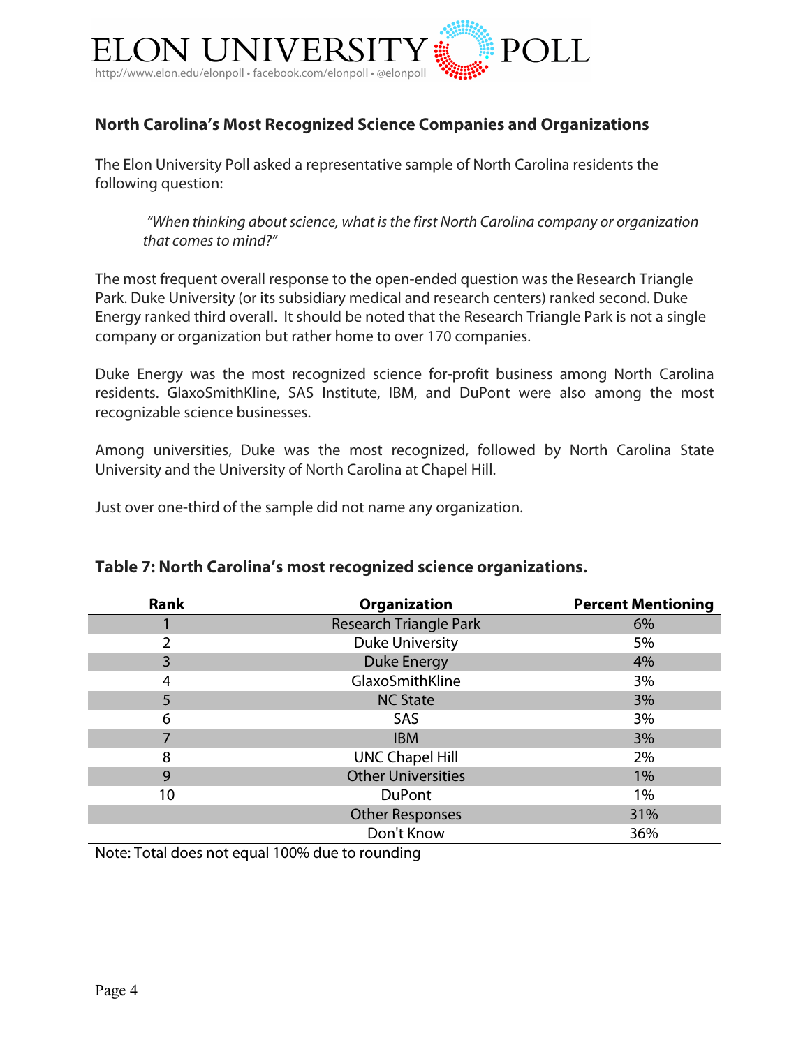## North Carolina's Most Recognized Science Companies and Organizations

The Elon University Poll asked a representative sample of North Carolina residents the following question:

> *"When thinking about science, what is the first North Carolina company or organization that comes to mind?"*

The most frequent overall response to the open-ended question was the Research Triangle Park. Duke University (or its subsidiary medical and research centers) ranked second. Duke Energy ranked third overall. It should be noted that the Research Triangle Park is not a single company or organization but rather home to over 170 companies.

Duke Energy was the most recognized science for-profit business among North Carolina residents. GlaxoSmithKline, SAS Institute, IBM, and DuPont were also among the most recognizable science businesses.

Among universities, Duke was the most recognized, followed by North Carolina State University and the University of North Carolina at Chapel Hill.

Just over one-third of the sample did not name any organization.

### Table 7: North Carolina's most recognized science organizations.

| Rank | Organization | Percent Mentioning |
|---|---|---|
| 1 | Research Triangle Park | 6% |
| 2 | Duke University | 5% |
| 3 | Duke Energy | 4% |
| 4 | GlaxoSmithKline | 3% |
| 5 | NC State | 3% |
| 6 | SAS | 3% |
| 7 | IBM | 3% |
| 8 | UNC Chapel Hill | 2% |
| 9 | Other Universities | 1% |
| 10 | DuPont | 1% |
| | Other Responses | 31% |
| | Don't Know | 36% |

Note: Total does not equal 100% due to rounding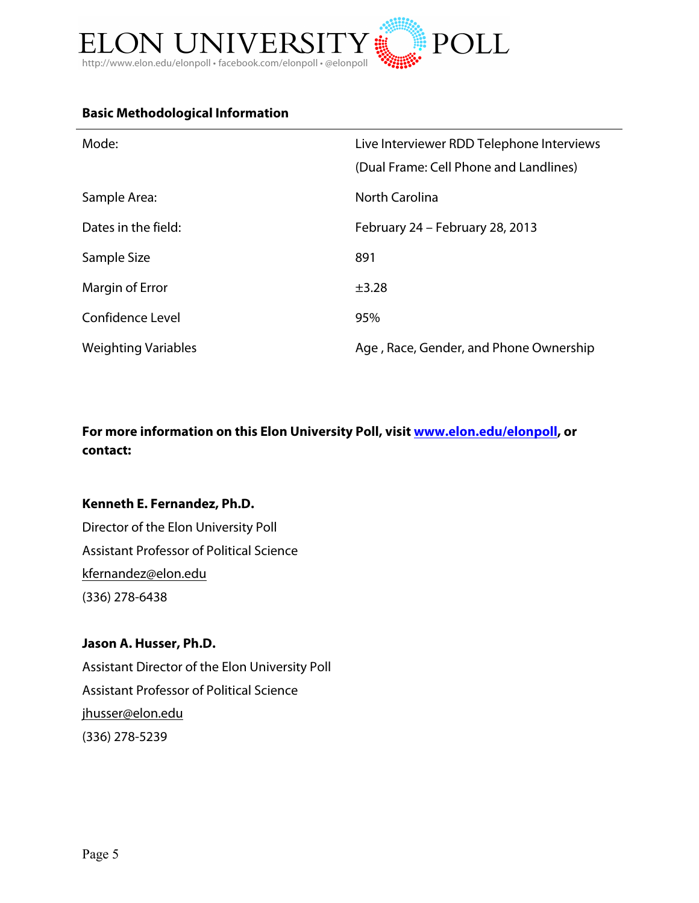**Basic Methodological Information**

| | |
|---|---|
| Mode: | Live Interviewer RDD Telephone Interviews (Dual Frame: Cell Phone and Landlines) |
| Sample Area: | North Carolina |
| Dates in the field: | February 24 – February 28, 2013 |
| Sample Size | 891 |
| Margin of Error | ±3.28 |
| Confidence Level | 95% |
| Weighting Variables | Age , Race, Gender, and Phone Ownership |

**For more information on this Elon University Poll, visit www.elon.edu/elonpoll, or contact:**

**Kenneth E. Fernandez, Ph.D.**
Director of the Elon University Poll
Assistant Professor of Political Science
kfernandez@elon.edu
(336) 278-6438

**Jason A. Husser, Ph.D.**
Assistant Director of the Elon University Poll
Assistant Professor of Political Science
jhusser@elon.edu
(336) 278-5239